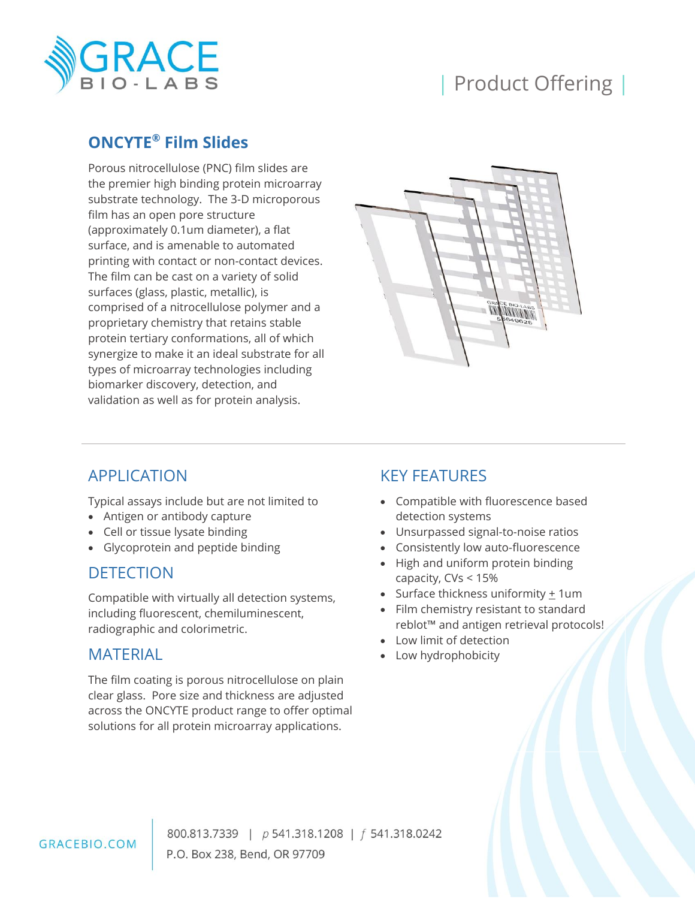# ONCYTE® Film Slides

Porous nitrocellulose (PNC) film slides are the premier high binding protein microarray substrate technology. The 3-D microporous film has an open pore structure (approximately 0.1um diameter), a flat surface, and is amenable to automated printing with contact or non-contact devices. The film can be cast on a variety of solid surfaces (glass, plastic, metallic), is comprised of a nitrocellulose polymer and a proprietary chemistry that retains stable protein tertiary conformations, all of which synergize to make it an ideal substrate for all types of microarray technologies including biomarker discovery, detection, and validation as well as for protein analysis.

## APPLICATION

Typical assays include but are not limited to

- Antigen or antibody capture
- Cell or tissue lysate binding
- Glycoprotein and peptide binding

## DETECTION

Compatible with virtually all detection systems, including fluorescent, chemiluminescent, radiographic and colorimetric.

## MATERIAL

The film coating is porous nitrocellulose on plain clear glass. Pore size and thickness are adjusted across the ONCYTE product range to offer optimal solutions for all protein microarray applications.

## KEY FEATURES

- Compatible with fluorescence based detection systems
- Unsurpassed signal-to-noise ratios
- Consistently low auto-fluorescence
- High and uniform protein binding capacity, CVs < 15%
- Surface thickness uniformity ± 1um
- Film chemistry resistant to standard reblot™ and antigen retrieval protocols!
- Low limit of detection
- Low hydrophobicity

GRACEBIO.COM

800.813.7339 | p 541.318.1208 | f 541.318.0242
P.O. Box 238, Bend, OR 97709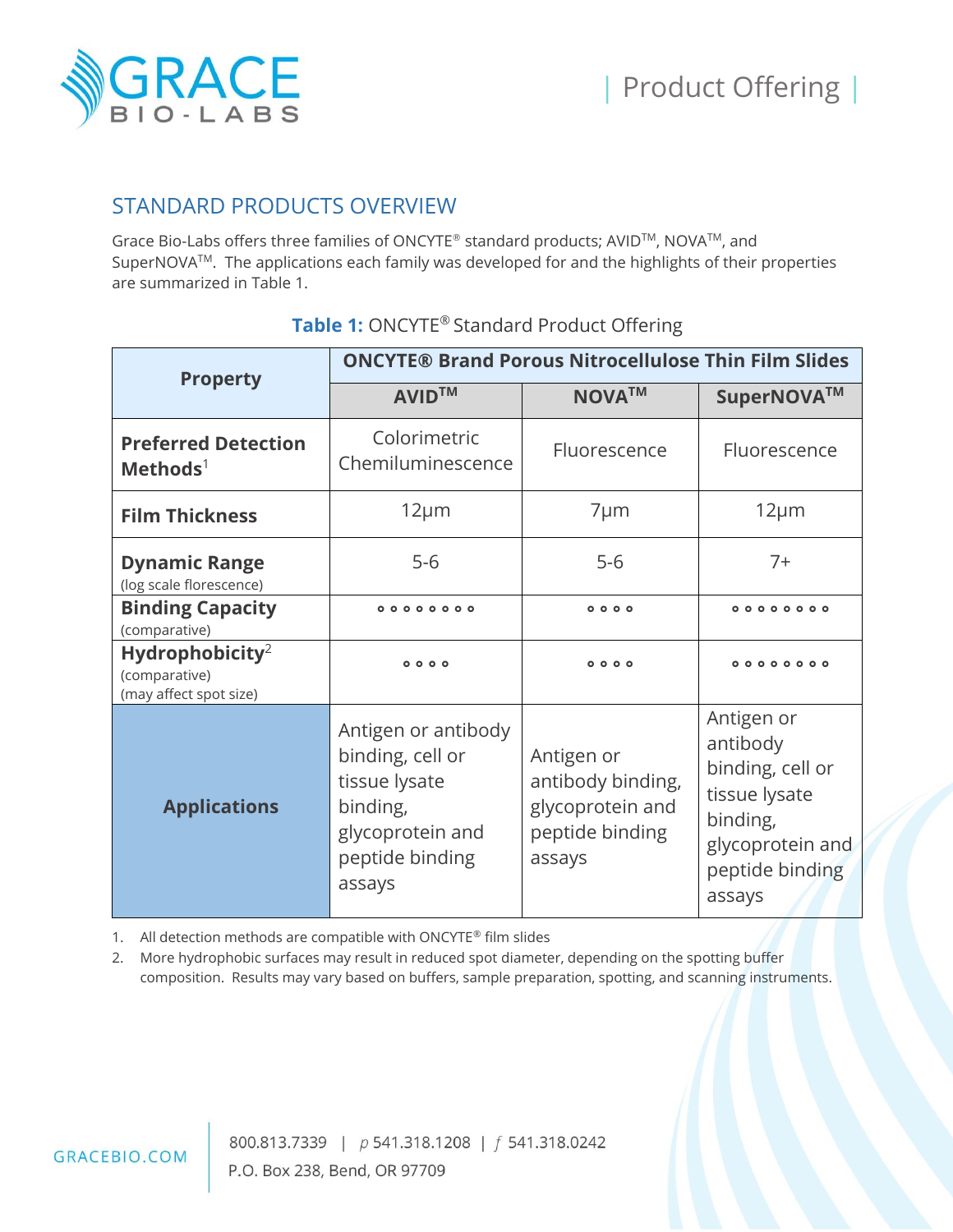## STANDARD PRODUCTS OVERVIEW

Grace Bio-Labs offers three families of ONCYTE® standard products; AVID™, NOVA™, and SuperNOVA™. The applications each family was developed for and the highlights of their properties are summarized in Table 1.

**Table 1:** ONCYTE® Standard Product Offering

| Property | ONCYTE® Brand Porous Nitrocellulose Thin Film Slides | | |
|---|---|---|---|
| | **AVID™** | **NOVA™** | **SuperNOVA™** |
| **Preferred Detection Methods**[1] | Colorimetric Chemiluminescence | Fluorescence | Fluorescence |
| **Film Thickness** | 12µm | 7µm | 12µm |
| **Dynamic Range** (log scale florescence) | 5-6 | 5-6 | 7+ |
| **Binding Capacity** (comparative) | ∘ ∘ ∘ ∘ ∘ ∘ ∘ ∘ | ∘ ∘ ∘ ∘ | ∘ ∘ ∘ ∘ ∘ ∘ ∘ ∘ |
| **Hydrophobicity**[2] (comparative) (may affect spot size) | ∘ ∘ ∘ ∘ | ∘ ∘ ∘ ∘ | ∘ ∘ ∘ ∘ ∘ ∘ ∘ ∘ |
| **Applications** | Antigen or antibody binding, cell or tissue lysate binding, glycoprotein and peptide binding assays | Antigen or antibody binding, glycoprotein and peptide binding assays | Antigen or antibody binding, cell or tissue lysate binding, glycoprotein and peptide binding assays |

1. All detection methods are compatible with ONCYTE® film slides
2. More hydrophobic surfaces may result in reduced spot diameter, depending on the spotting buffer composition. Results may vary based on buffers, sample preparation, spotting, and scanning instruments.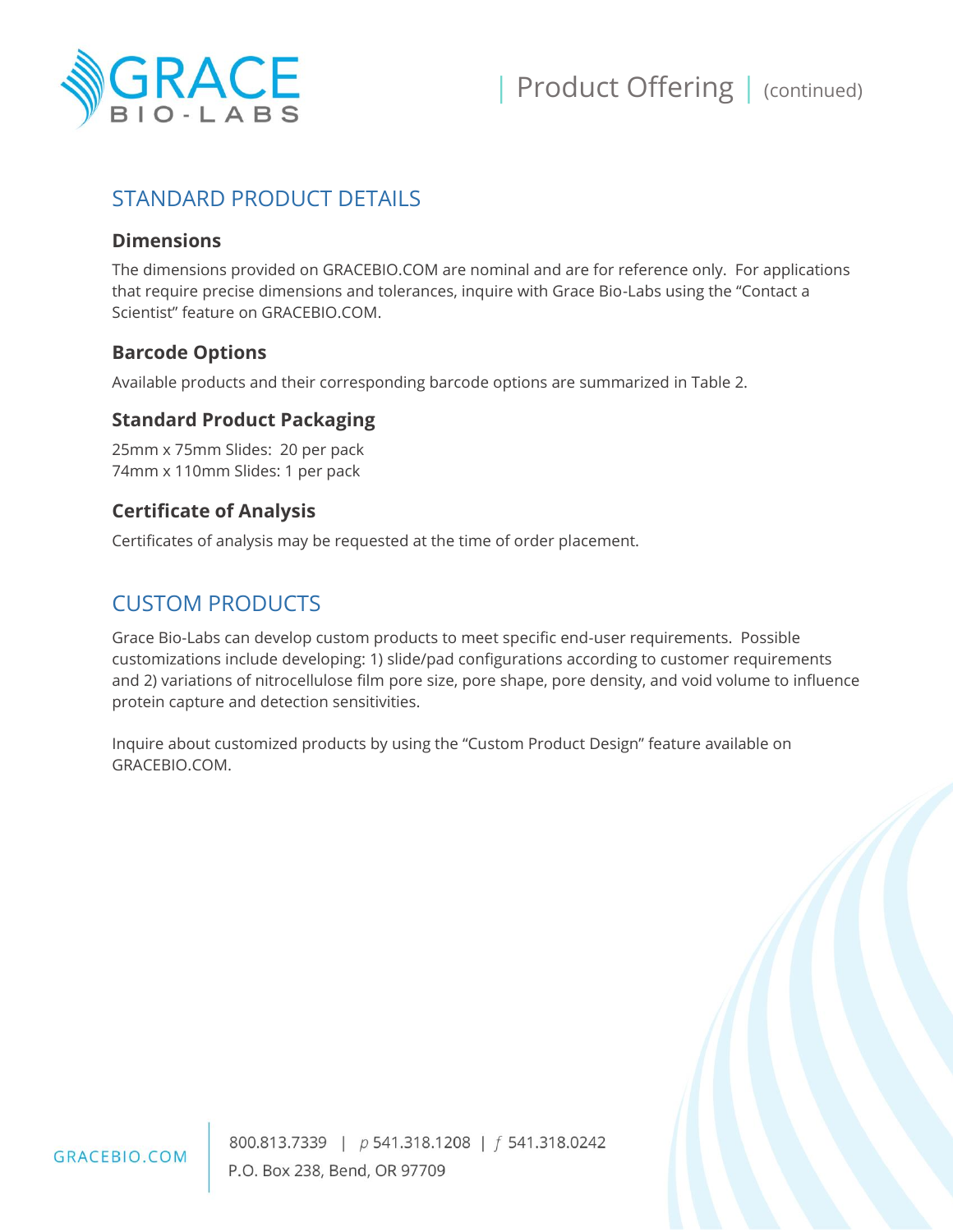## STANDARD PRODUCT DETAILS

### Dimensions

The dimensions provided on GRACEBIO.COM are nominal and are for reference only. For applications that require precise dimensions and tolerances, inquire with Grace Bio-Labs using the "Contact a Scientist" feature on GRACEBIO.COM.

### Barcode Options

Available products and their corresponding barcode options are summarized in Table 2.

### Standard Product Packaging

25mm x 75mm Slides: 20 per pack
74mm x 110mm Slides: 1 per pack

### Certificate of Analysis

Certificates of analysis may be requested at the time of order placement.

## CUSTOM PRODUCTS

Grace Bio-Labs can develop custom products to meet specific end-user requirements. Possible customizations include developing: 1) slide/pad configurations according to customer requirements and 2) variations of nitrocellulose film pore size, pore shape, pore density, and void volume to influence protein capture and detection sensitivities.

Inquire about customized products by using the "Custom Product Design" feature available on GRACEBIO.COM.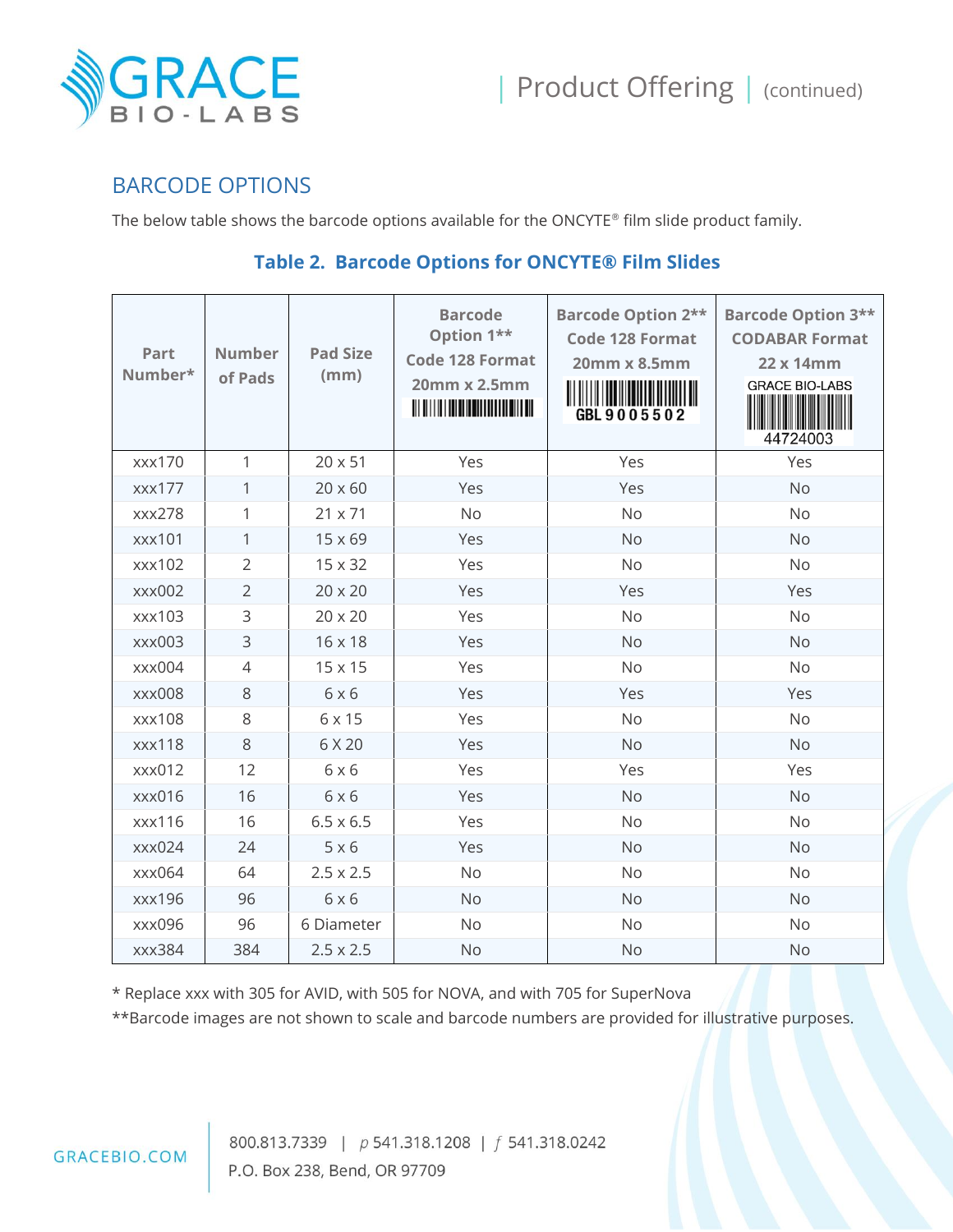## BARCODE OPTIONS

The below table shows the barcode options available for the ONCYTE® film slide product family.

**Table 2. Barcode Options for ONCYTE® Film Slides**

| Part Number* | Number of Pads | Pad Size (mm) | Barcode Option 1** Code 128 Format 20mm x 2.5mm | Barcode Option 2** Code 128 Format 20mm x 8.5mm GBL 9005502 | Barcode Option 3** CODABAR Format 22 x 14mm GRACE BIO-LABS 44724003 |
|---|---|---|---|---|---|
| xxx170 | 1 | 20 x 51 | Yes | Yes | Yes |
| xxx177 | 1 | 20 x 60 | Yes | Yes | No |
| xxx278 | 1 | 21 x 71 | No | No | No |
| xxx101 | 1 | 15 x 69 | Yes | No | No |
| xxx102 | 2 | 15 x 32 | Yes | No | No |
| xxx002 | 2 | 20 x 20 | Yes | Yes | Yes |
| xxx103 | 3 | 20 x 20 | Yes | No | No |
| xxx003 | 3 | 16 x 18 | Yes | No | No |
| xxx004 | 4 | 15 x 15 | Yes | No | No |
| xxx008 | 8 | 6 x 6 | Yes | Yes | Yes |
| xxx108 | 8 | 6 x 15 | Yes | No | No |
| xxx118 | 8 | 6 X 20 | Yes | No | No |
| xxx012 | 12 | 6 x 6 | Yes | Yes | Yes |
| xxx016 | 16 | 6 x 6 | Yes | No | No |
| xxx116 | 16 | 6.5 x 6.5 | Yes | No | No |
| xxx024 | 24 | 5 x 6 | Yes | No | No |
| xxx064 | 64 | 2.5 x 2.5 | No | No | No |
| xxx196 | 96 | 6 x 6 | No | No | No |
| xxx096 | 96 | 6 Diameter | No | No | No |
| xxx384 | 384 | 2.5 x 2.5 | No | No | No |

* Replace xxx with 305 for AVID, with 505 for NOVA, and with 705 for SuperNova

**Barcode images are not shown to scale and barcode numbers are provided for illustrative purposes.